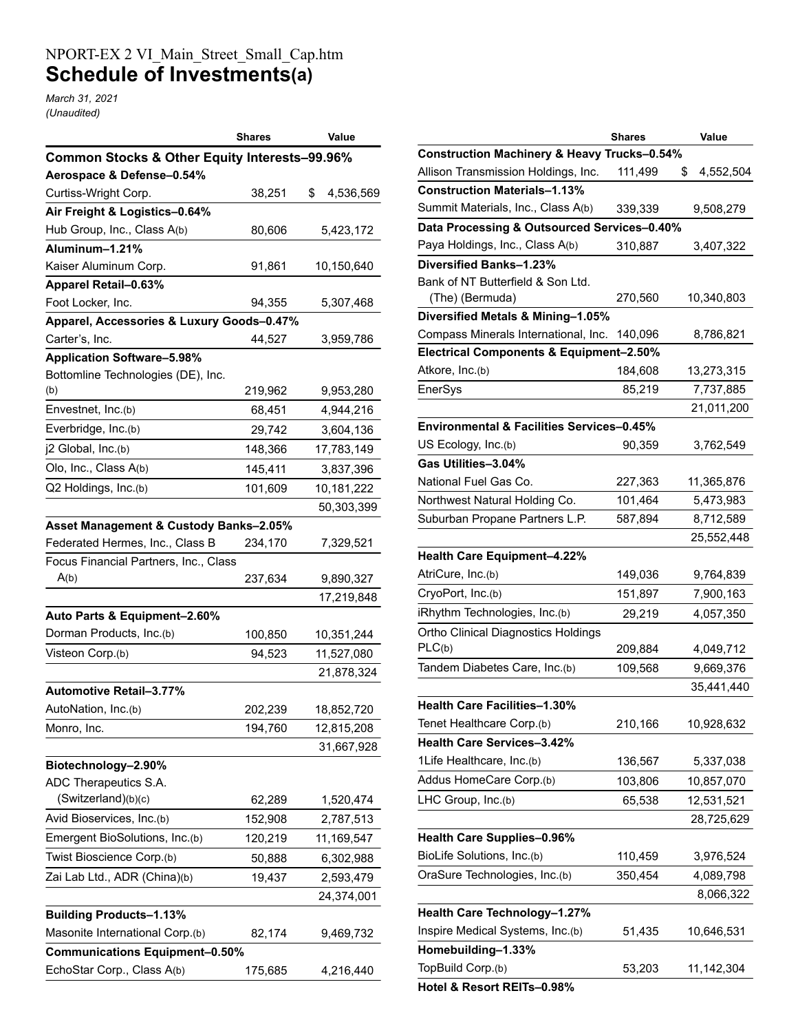NPORT-EX 2 VI_Main_Street_Small_Cap.htm

# Schedule of Investments(a)

*March 31, 2021*
*(Unaudited)*

| | Shares | Value |
|---|---|---|
| **Common Stocks & Other Equity Interests–99.96%** | | |
| **Aerospace & Defense–0.54%** | | |
| Curtiss-Wright Corp. | 38,251 | $ 4,536,569 |
| **Air Freight & Logistics–0.64%** | | |
| Hub Group, Inc., Class A(b) | 80,606 | 5,423,172 |
| **Aluminum–1.21%** | | |
| Kaiser Aluminum Corp. | 91,861 | 10,150,640 |
| **Apparel Retail–0.63%** | | |
| Foot Locker, Inc. | 94,355 | 5,307,468 |
| **Apparel, Accessories & Luxury Goods–0.47%** | | |
| Carter's, Inc. | 44,527 | 3,959,786 |
| **Application Software–5.98%** | | |
| Bottomline Technologies (DE), Inc. (b) | 219,962 | 9,953,280 |
| Envestnet, Inc.(b) | 68,451 | 4,944,216 |
| Everbridge, Inc.(b) | 29,742 | 3,604,136 |
| j2 Global, Inc.(b) | 148,366 | 17,783,149 |
| Olo, Inc., Class A(b) | 145,411 | 3,837,396 |
| Q2 Holdings, Inc.(b) | 101,609 | 10,181,222 |
| | | 50,303,399 |
| **Asset Management & Custody Banks–2.05%** | | |
| Federated Hermes, Inc., Class B | 234,170 | 7,329,521 |
| Focus Financial Partners, Inc., Class A(b) | 237,634 | 9,890,327 |
| | | 17,219,848 |
| **Auto Parts & Equipment–2.60%** | | |
| Dorman Products, Inc.(b) | 100,850 | 10,351,244 |
| Visteon Corp.(b) | 94,523 | 11,527,080 |
| | | 21,878,324 |
| **Automotive Retail–3.77%** | | |
| AutoNation, Inc.(b) | 202,239 | 18,852,720 |
| Monro, Inc. | 194,760 | 12,815,208 |
| | | 31,667,928 |
| **Biotechnology–2.90%** | | |
| ADC Therapeutics S.A. (Switzerland)(b)(c) | 62,289 | 1,520,474 |
| Avid Bioservices, Inc.(b) | 152,908 | 2,787,513 |
| Emergent BioSolutions, Inc.(b) | 120,219 | 11,169,547 |
| Twist Bioscience Corp.(b) | 50,888 | 6,302,988 |
| Zai Lab Ltd., ADR (China)(b) | 19,437 | 2,593,479 |
| | | 24,374,001 |
| **Building Products–1.13%** | | |
| Masonite International Corp.(b) | 82,174 | 9,469,732 |
| **Communications Equipment–0.50%** | | |
| EchoStar Corp., Class A(b) | 175,685 | 4,216,440 |
| **Construction Machinery & Heavy Trucks–0.54%** | | |
| Allison Transmission Holdings, Inc. | 111,499 | $ 4,552,504 |
| **Construction Materials–1.13%** | | |
| Summit Materials, Inc., Class A(b) | 339,339 | 9,508,279 |
| **Data Processing & Outsourced Services–0.40%** | | |
| Paya Holdings, Inc., Class A(b) | 310,887 | 3,407,322 |
| **Diversified Banks–1.23%** | | |
| Bank of NT Butterfield & Son Ltd. (The) (Bermuda) | 270,560 | 10,340,803 |
| **Diversified Metals & Mining–1.05%** | | |
| Compass Minerals International, Inc. | 140,096 | 8,786,821 |
| **Electrical Components & Equipment–2.50%** | | |
| Atkore, Inc.(b) | 184,608 | 13,273,315 |
| EnerSys | 85,219 | 7,737,885 |
| | | 21,011,200 |
| **Environmental & Facilities Services–0.45%** | | |
| US Ecology, Inc.(b) | 90,359 | 3,762,549 |
| **Gas Utilities–3.04%** | | |
| National Fuel Gas Co. | 227,363 | 11,365,876 |
| Northwest Natural Holding Co. | 101,464 | 5,473,983 |
| Suburban Propane Partners L.P. | 587,894 | 8,712,589 |
| | | 25,552,448 |
| **Health Care Equipment–4.22%** | | |
| AtriCure, Inc.(b) | 149,036 | 9,764,839 |
| CryoPort, Inc.(b) | 151,897 | 7,900,163 |
| iRhythm Technologies, Inc.(b) | 29,219 | 4,057,350 |
| Ortho Clinical Diagnostics Holdings PLC(b) | 209,884 | 4,049,712 |
| Tandem Diabetes Care, Inc.(b) | 109,568 | 9,669,376 |
| | | 35,441,440 |
| **Health Care Facilities–1.30%** | | |
| Tenet Healthcare Corp.(b) | 210,166 | 10,928,632 |
| **Health Care Services–3.42%** | | |
| 1Life Healthcare, Inc.(b) | 136,567 | 5,337,038 |
| Addus HomeCare Corp.(b) | 103,806 | 10,857,070 |
| LHC Group, Inc.(b) | 65,538 | 12,531,521 |
| | | 28,725,629 |
| **Health Care Supplies–0.96%** | | |
| BioLife Solutions, Inc.(b) | 110,459 | 3,976,524 |
| OraSure Technologies, Inc.(b) | 350,454 | 4,089,798 |
| | | 8,066,322 |
| **Health Care Technology–1.27%** | | |
| Inspire Medical Systems, Inc.(b) | 51,435 | 10,646,531 |
| **Homebuilding–1.33%** | | |
| TopBuild Corp.(b) | 53,203 | 11,142,304 |
| **Hotel & Resort REITs–0.98%** | | |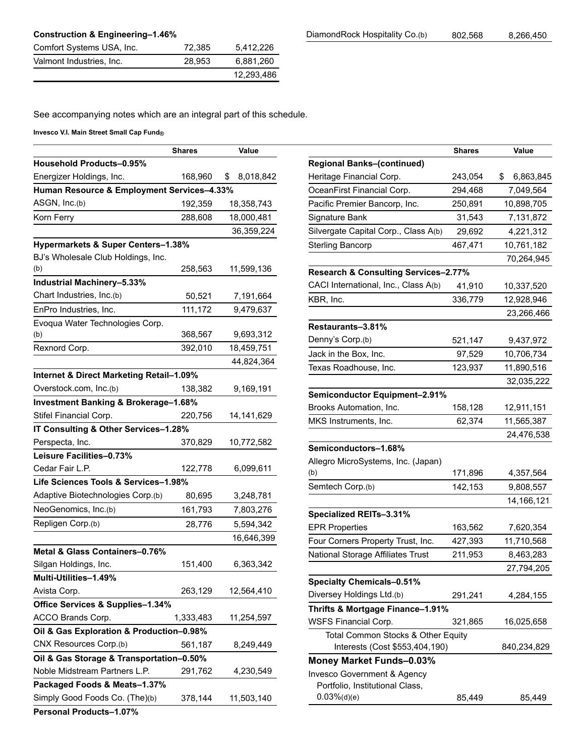| | Shares | Value |
|---|---|---|
| **Construction & Engineering–1.46%** | | |
| Comfort Systems USA, Inc. | 72,385 | 5,412,226 |
| Valmont Industries, Inc. | 28,953 | 6,881,260 |
| | | 12,293,486 |

| | Shares | Value |
|---|---|---|
| DiamondRock Hospitality Co.(b) | 802,568 | 8,266,450 |

See accompanying notes which are an integral part of this schedule.

**Invesco V.I. Main Street Small Cap Fund®**

| | Shares | Value |
|---|---|---|
| **Household Products–0.95%** | | |
| Energizer Holdings, Inc. | 168,960 | $ 8,018,842 |
| **Human Resource & Employment Services–4.33%** | | |
| ASGN, Inc.(b) | 192,359 | 18,358,743 |
| Korn Ferry | 288,608 | 18,000,481 |
| | | 36,359,224 |
| **Hypermarkets & Super Centers–1.38%** | | |
| BJ's Wholesale Club Holdings, Inc. (b) | 258,563 | 11,599,136 |
| **Industrial Machinery–5.33%** | | |
| Chart Industries, Inc.(b) | 50,521 | 7,191,664 |
| EnPro Industries, Inc. | 111,172 | 9,479,637 |
| Evoqua Water Technologies Corp. (b) | 368,567 | 9,693,312 |
| Rexnord Corp. | 392,010 | 18,459,751 |
| | | 44,824,364 |
| **Internet & Direct Marketing Retail–1.09%** | | |
| Overstock.com, Inc.(b) | 138,382 | 9,169,191 |
| **Investment Banking & Brokerage–1.68%** | | |
| Stifel Financial Corp. | 220,756 | 14,141,629 |
| **IT Consulting & Other Services–1.28%** | | |
| Perspecta, Inc. | 370,829 | 10,772,582 |
| **Leisure Facilities–0.73%** | | |
| Cedar Fair L.P. | 122,778 | 6,099,611 |
| **Life Sciences Tools & Services–1.98%** | | |
| Adaptive Biotechnologies Corp.(b) | 80,695 | 3,248,781 |
| NeoGenomics, Inc.(b) | 161,793 | 7,803,276 |
| Repligen Corp.(b) | 28,776 | 5,594,342 |
| | | 16,646,399 |
| **Metal & Glass Containers–0.76%** | | |
| Silgan Holdings, Inc. | 151,400 | 6,363,342 |
| **Multi-Utilities–1.49%** | | |
| Avista Corp. | 263,129 | 12,564,410 |
| **Office Services & Supplies–1.34%** | | |
| ACCO Brands Corp. | 1,333,483 | 11,254,597 |
| **Oil & Gas Exploration & Production–0.98%** | | |
| CNX Resources Corp.(b) | 561,187 | 8,249,449 |
| **Oil & Gas Storage & Transportation–0.50%** | | |
| Noble Midstream Partners L.P. | 291,762 | 4,230,549 |
| **Packaged Foods & Meats–1.37%** | | |
| Simply Good Foods Co. (The)(b) | 378,144 | 11,503,140 |
| **Personal Products–1.07%** | | |

| | Shares | Value |
|---|---|---|
| **Regional Banks–(continued)** | | |
| Heritage Financial Corp. | 243,054 | $ 6,863,845 |
| OceanFirst Financial Corp. | 294,468 | 7,049,564 |
| Pacific Premier Bancorp, Inc. | 250,891 | 10,898,705 |
| Signature Bank | 31,543 | 7,131,872 |
| Silvergate Capital Corp., Class A(b) | 29,692 | 4,221,312 |
| Sterling Bancorp | 467,471 | 10,761,182 |
| | | 70,264,945 |
| **Research & Consulting Services–2.77%** | | |
| CACI International, Inc., Class A(b) | 41,910 | 10,337,520 |
| KBR, Inc. | 336,779 | 12,928,946 |
| | | 23,266,466 |
| **Restaurants–3.81%** | | |
| Denny's Corp.(b) | 521,147 | 9,437,972 |
| Jack in the Box, Inc. | 97,529 | 10,706,734 |
| Texas Roadhouse, Inc. | 123,937 | 11,890,516 |
| | | 32,035,222 |
| **Semiconductor Equipment–2.91%** | | |
| Brooks Automation, Inc. | 158,128 | 12,911,151 |
| MKS Instruments, Inc. | 62,374 | 11,565,387 |
| | | 24,476,538 |
| **Semiconductors–1.68%** | | |
| Allegro MicroSystems, Inc. (Japan) (b) | 171,896 | 4,357,564 |
| Semtech Corp.(b) | 142,153 | 9,808,557 |
| | | 14,166,121 |
| **Specialized REITs–3.31%** | | |
| EPR Properties | 163,562 | 7,620,354 |
| Four Corners Property Trust, Inc. | 427,393 | 11,710,568 |
| National Storage Affiliates Trust | 211,953 | 8,463,283 |
| | | 27,794,205 |
| **Specialty Chemicals–0.51%** | | |
| Diversey Holdings Ltd.(b) | 291,241 | 4,284,155 |
| **Thrifts & Mortgage Finance–1.91%** | | |
| WSFS Financial Corp. | 321,865 | 16,025,658 |
| Total Common Stocks & Other Equity Interests (Cost $553,404,190) | | 840,234,829 |
| **Money Market Funds–0.03%** | | |
| Invesco Government & Agency Portfolio, Institutional Class, 0.03%(d)(e) | 85,449 | 85,449 |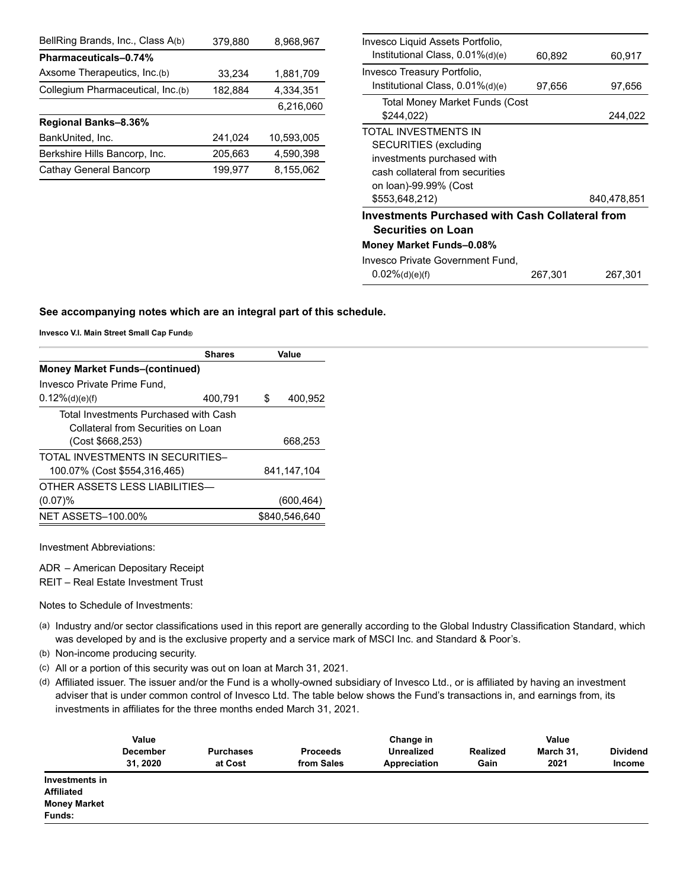| | | |
|---|---|---|
| BellRing Brands, Inc., Class A(b) | 379,880 | 8,968,967 |
| **Pharmaceuticals–0.74%** | | |
| Axsome Therapeutics, Inc.(b) | 33,234 | 1,881,709 |
| Collegium Pharmaceutical, Inc.(b) | 182,884 | 4,334,351 |
| | | 6,216,060 |
| **Regional Banks–8.36%** | | |
| BankUnited, Inc. | 241,024 | 10,593,005 |
| Berkshire Hills Bancorp, Inc. | 205,663 | 4,590,398 |
| Cathay General Bancorp | 199,977 | 8,155,062 |
| Invesco Liquid Assets Portfolio, Institutional Class, 0.01%(d)(e) | 60,892 | 60,917 |
| Invesco Treasury Portfolio, Institutional Class, 0.01%(d)(e) | 97,656 | 97,656 |
| Total Money Market Funds (Cost $244,022) | | 244,022 |
| TOTAL INVESTMENTS IN SECURITIES (excluding investments purchased with cash collateral from securities on loan)-99.99% (Cost $553,648,212) | | 840,478,851 |
| **Investments Purchased with Cash Collateral from Securities on Loan** | | |
| **Money Market Funds–0.08%** | | |
| Invesco Private Government Fund, 0.02%(d)(e)(f) | 267,301 | 267,301 |

**See accompanying notes which are an integral part of this schedule.**

**Invesco V.I. Main Street Small Cap Fund®**

| | Shares | Value |
|---|---|---|
| **Money Market Funds–(continued)** | | |
| Invesco Private Prime Fund, 0.12%(d)(e)(f) | 400,791 | $ 400,952 |
| Total Investments Purchased with Cash Collateral from Securities on Loan (Cost $668,253) | | 668,253 |
| TOTAL INVESTMENTS IN SECURITIES–100.07% (Cost $554,316,465) | | 841,147,104 |
| OTHER ASSETS LESS LIABILITIES—(0.07)% | | (600,464) |
| NET ASSETS–100.00% | | $840,546,640 |

Investment Abbreviations:

ADR – American Depositary Receipt
REIT – Real Estate Investment Trust

Notes to Schedule of Investments:

(a) Industry and/or sector classifications used in this report are generally according to the Global Industry Classification Standard, which was developed by and is the exclusive property and a service mark of MSCI Inc. and Standard & Poor's.
(b) Non-income producing security.
(c) All or a portion of this security was out on loan at March 31, 2021.
(d) Affiliated issuer. The issuer and/or the Fund is a wholly-owned subsidiary of Invesco Ltd., or is affiliated by having an investment adviser that is under common control of Invesco Ltd. The table below shows the Fund's transactions in, and earnings from, its investments in affiliates for the three months ended March 31, 2021.

| | Value December 31, 2020 | Purchases at Cost | Proceeds from Sales | Change in Unrealized Appreciation | Realized Gain | Value March 31, 2021 | Dividend Income |
|---|---|---|---|---|---|---|---|
| **Investments in Affiliated Money Market Funds:** | | | | | | | |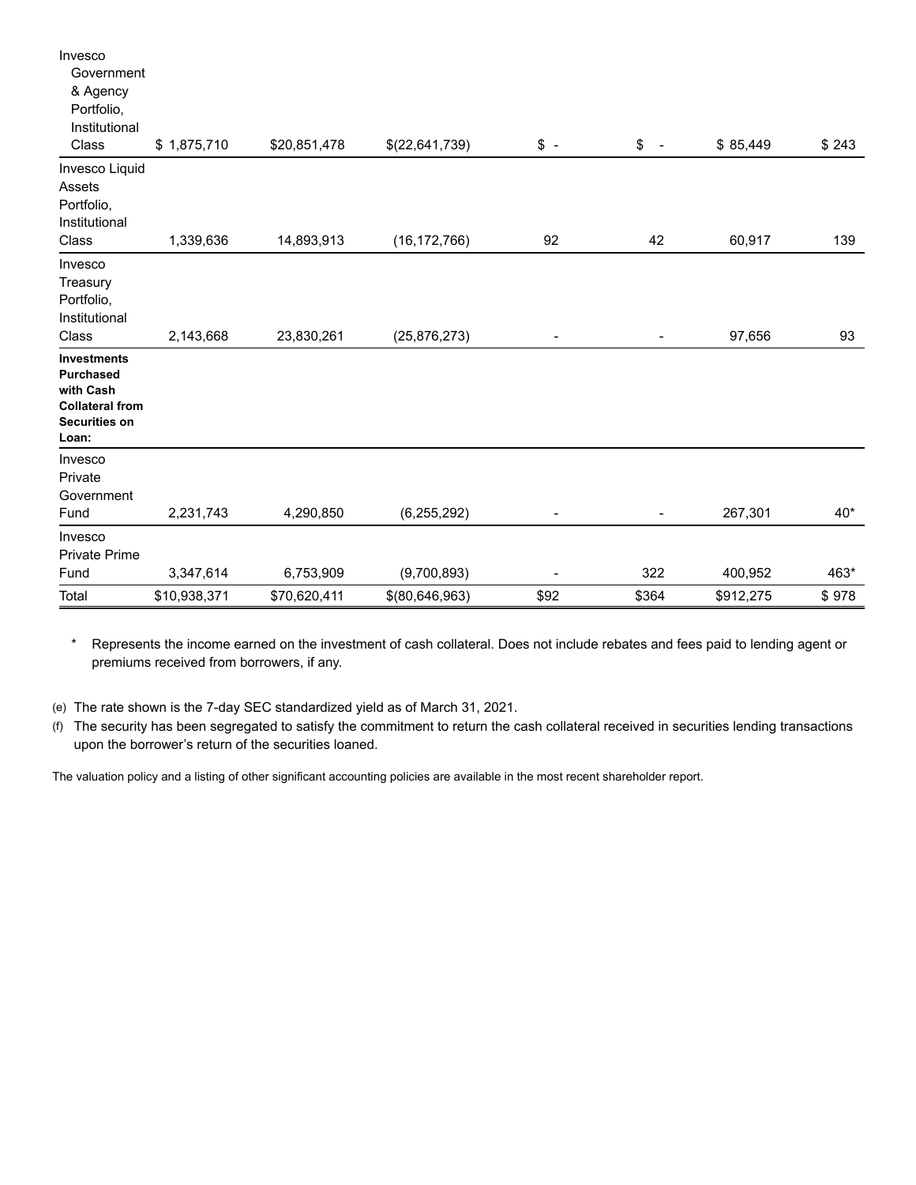| | | | | | | | |
|---|---|---|---|---|---|---|---|
| Invesco Government & Agency Portfolio, Institutional Class | $ 1,875,710 | $20,851,478 | $(22,641,739) | $ - | $ - | $ 85,449 | $ 243 |
| Invesco Liquid Assets Portfolio, Institutional Class | 1,339,636 | 14,893,913 | (16,172,766) | 92 | 42 | 60,917 | 139 |
| Invesco Treasury Portfolio, Institutional Class | 2,143,668 | 23,830,261 | (25,876,273) | - | - | 97,656 | 93 |
| **Investments Purchased with Cash Collateral from Securities on Loan:** | | | | | | | |
| Invesco Private Government Fund | 2,231,743 | 4,290,850 | (6,255,292) | - | - | 267,301 | 40* |
| Invesco Private Prime Fund | 3,347,614 | 6,753,909 | (9,700,893) | - | 322 | 400,952 | 463* |
| Total | $10,938,371 | $70,620,411 | $(80,646,963) | $92 | $364 | $912,275 | $ 978 |

\* Represents the income earned on the investment of cash collateral. Does not include rebates and fees paid to lending agent or premiums received from borrowers, if any.

(e) The rate shown is the 7-day SEC standardized yield as of March 31, 2021.

(f) The security has been segregated to satisfy the commitment to return the cash collateral received in securities lending transactions upon the borrower's return of the securities loaned.

The valuation policy and a listing of other significant accounting policies are available in the most recent shareholder report.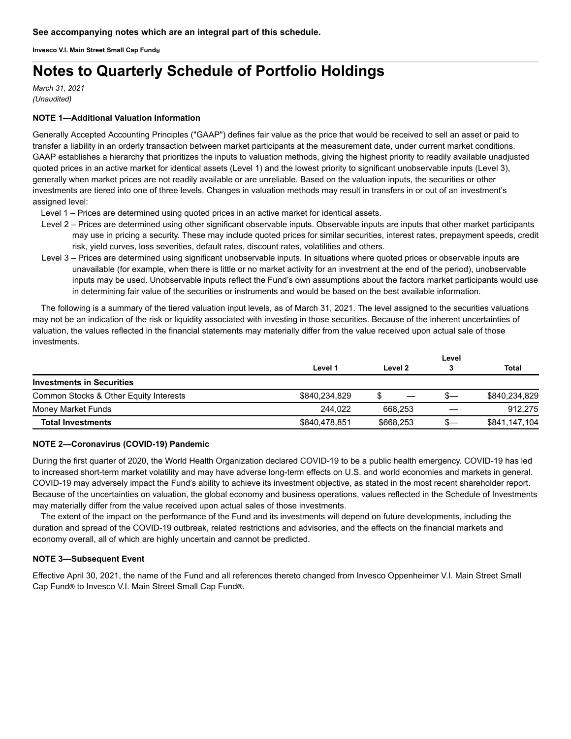**See accompanying notes which are an integral part of this schedule.**

**Invesco V.I. Main Street Small Cap Fund®**

# Notes to Quarterly Schedule of Portfolio Holdings

*March 31, 2021*
*(Unaudited)*

### NOTE 1—Additional Valuation Information

Generally Accepted Accounting Principles ("GAAP") defines fair value as the price that would be received to sell an asset or paid to transfer a liability in an orderly transaction between market participants at the measurement date, under current market conditions. GAAP establishes a hierarchy that prioritizes the inputs to valuation methods, giving the highest priority to readily available unadjusted quoted prices in an active market for identical assets (Level 1) and the lowest priority to significant unobservable inputs (Level 3), generally when market prices are not readily available or are unreliable. Based on the valuation inputs, the securities or other investments are tiered into one of three levels. Changes in valuation methods may result in transfers in or out of an investment's assigned level:

Level 1 – Prices are determined using quoted prices in an active market for identical assets.

Level 2 – Prices are determined using other significant observable inputs. Observable inputs are inputs that other market participants may use in pricing a security. These may include quoted prices for similar securities, interest rates, prepayment speeds, credit risk, yield curves, loss severities, default rates, discount rates, volatilities and others.

Level 3 – Prices are determined using significant unobservable inputs. In situations where quoted prices or observable inputs are unavailable (for example, when there is little or no market activity for an investment at the end of the period), unobservable inputs may be used. Unobservable inputs reflect the Fund's own assumptions about the factors market participants would use in determining fair value of the securities or instruments and would be based on the best available information.

The following is a summary of the tiered valuation input levels, as of March 31, 2021. The level assigned to the securities valuations may not be an indication of the risk or liquidity associated with investing in those securities. Because of the inherent uncertainties of valuation, the values reflected in the financial statements may materially differ from the value received upon actual sale of those investments.

| | Level 1 | Level 2 | Level 3 | Total |
|---|---|---|---|---|
| **Investments in Securities** | | | | |
| Common Stocks & Other Equity Interests | $840,234,829 | $ — | $— | $840,234,829 |
| Money Market Funds | 244,022 | 668,253 | — | 912,275 |
| **Total Investments** | $840,478,851 | $668,253 | $— | $841,147,104 |

### NOTE 2—Coronavirus (COVID-19) Pandemic

During the first quarter of 2020, the World Health Organization declared COVID-19 to be a public health emergency. COVID-19 has led to increased short-term market volatility and may have adverse long-term effects on U.S. and world economies and markets in general. COVID-19 may adversely impact the Fund's ability to achieve its investment objective, as stated in the most recent shareholder report. Because of the uncertainties on valuation, the global economy and business operations, values reflected in the Schedule of Investments may materially differ from the value received upon actual sales of those investments.

The extent of the impact on the performance of the Fund and its investments will depend on future developments, including the duration and spread of the COVID-19 outbreak, related restrictions and advisories, and the effects on the financial markets and economy overall, all of which are highly uncertain and cannot be predicted.

### NOTE 3—Subsequent Event

Effective April 30, 2021, the name of the Fund and all references thereto changed from Invesco Oppenheimer V.I. Main Street Small Cap Fund® to Invesco V.I. Main Street Small Cap Fund®.